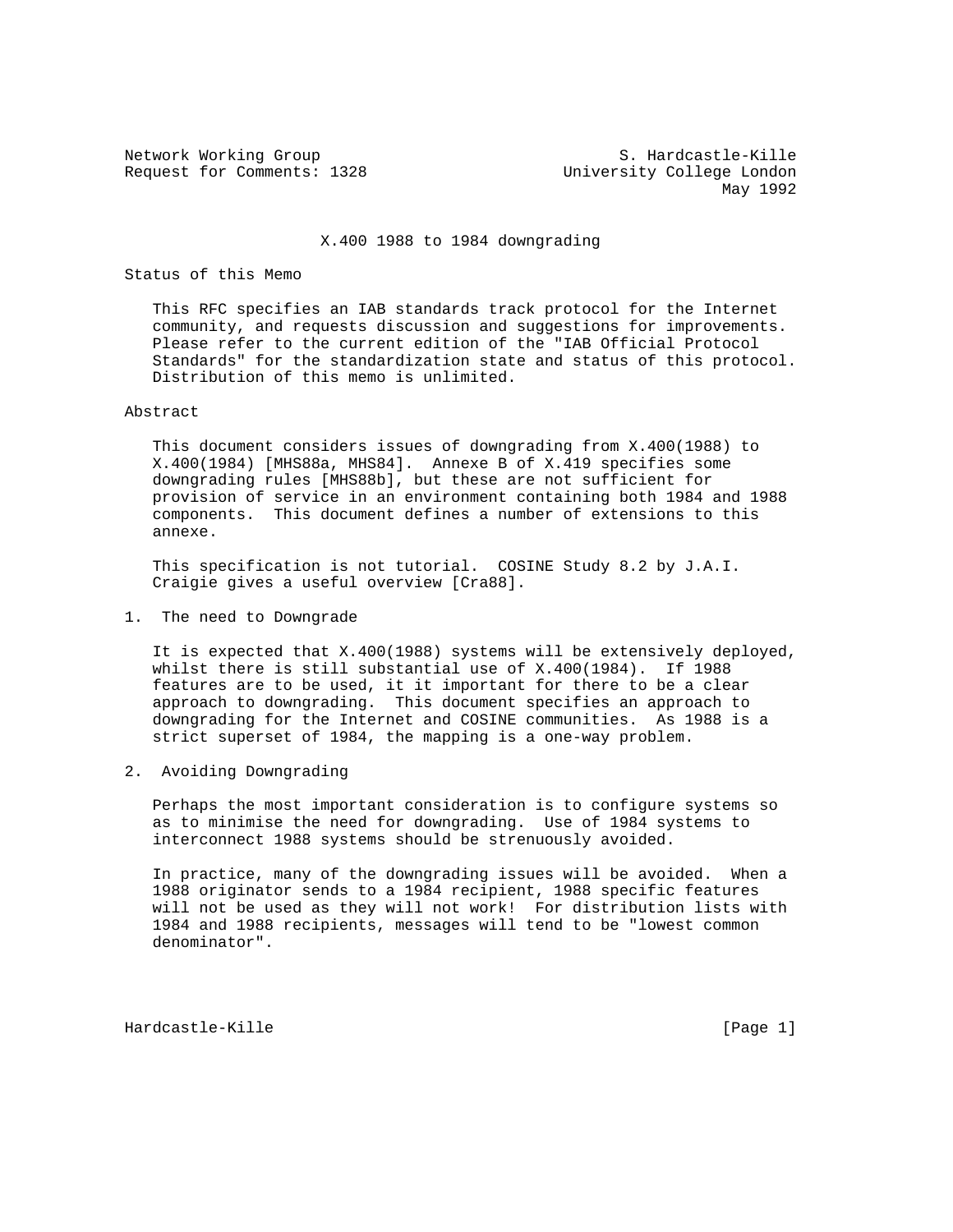Network Working Group S. Hardcastle-Kille
Request for Comments: 1328 University College London
May 1992

# X.400 1988 to 1984 downgrading

## Status of this Memo

This RFC specifies an IAB standards track protocol for the Internet community, and requests discussion and suggestions for improvements. Please refer to the current edition of the "IAB Official Protocol Standards" for the standardization state and status of this protocol. Distribution of this memo is unlimited.

## Abstract

This document considers issues of downgrading from X.400(1988) to X.400(1984) [MHS88a, MHS84]. Annexe B of X.419 specifies some downgrading rules [MHS88b], but these are not sufficient for provision of service in an environment containing both 1984 and 1988 components. This document defines a number of extensions to this annexe.

This specification is not tutorial. COSINE Study 8.2 by J.A.I. Craigie gives a useful overview [Cra88].

## 1. The need to Downgrade

It is expected that X.400(1988) systems will be extensively deployed, whilst there is still substantial use of X.400(1984). If 1988 features are to be used, it it important for there to be a clear approach to downgrading. This document specifies an approach to downgrading for the Internet and COSINE communities. As 1988 is a strict superset of 1984, the mapping is a one-way problem.

## 2. Avoiding Downgrading

Perhaps the most important consideration is to configure systems so as to minimise the need for downgrading. Use of 1984 systems to interconnect 1988 systems should be strenuously avoided.

In practice, many of the downgrading issues will be avoided. When a 1988 originator sends to a 1984 recipient, 1988 specific features will not be used as they will not work! For distribution lists with 1984 and 1988 recipients, messages will tend to be "lowest common denominator".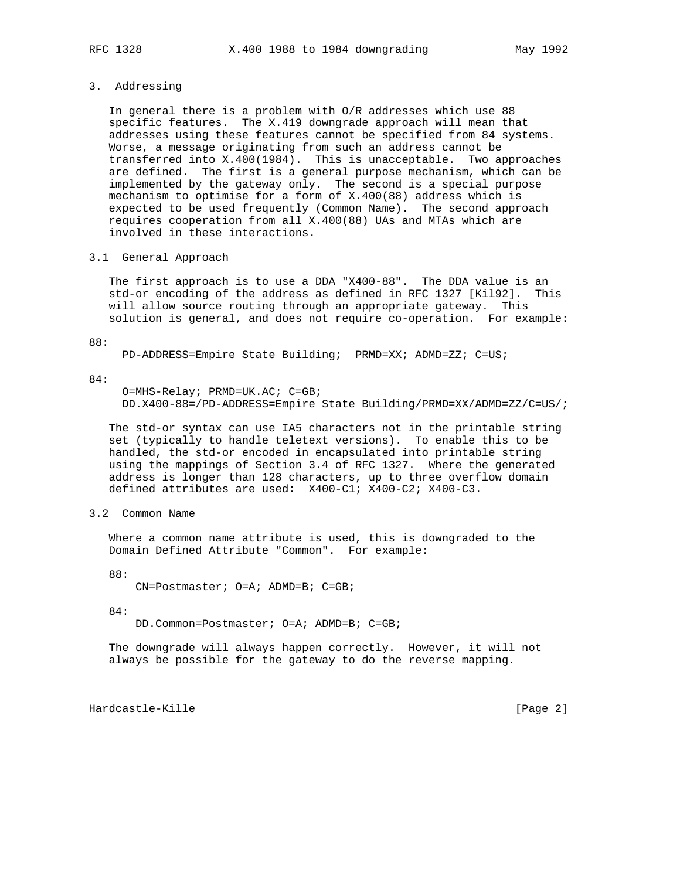## 3. Addressing

In general there is a problem with O/R addresses which use 88 specific features. The X.419 downgrade approach will mean that addresses using these features cannot be specified from 84 systems. Worse, a message originating from such an address cannot be transferred into X.400(1984). This is unacceptable. Two approaches are defined. The first is a general purpose mechanism, which can be implemented by the gateway only. The second is a special purpose mechanism to optimise for a form of X.400(88) address which is expected to be used frequently (Common Name). The second approach requires cooperation from all X.400(88) UAs and MTAs which are involved in these interactions.

### 3.1 General Approach

The first approach is to use a DDA "X400-88". The DDA value is an std-or encoding of the address as defined in RFC 1327 [Kil92]. This will allow source routing through an appropriate gateway. This solution is general, and does not require co-operation. For example:

```
88:
     PD-ADDRESS=Empire State Building;  PRMD=XX; ADMD=ZZ; C=US;

84:
     O=MHS-Relay; PRMD=UK.AC; C=GB;
     DD.X400-88=/PD-ADDRESS=Empire State Building/PRMD=XX/ADMD=ZZ/C=US/;
```

The std-or syntax can use IA5 characters not in the printable string set (typically to handle teletext versions). To enable this to be handled, the std-or encoded in encapsulated into printable string using the mappings of Section 3.4 of RFC 1327. Where the generated address is longer than 128 characters, up to three overflow domain defined attributes are used: X400-C1; X400-C2; X400-C3.

### 3.2 Common Name

Where a common name attribute is used, this is downgraded to the Domain Defined Attribute "Common". For example:

```
88:
    CN=Postmaster; O=A; ADMD=B; C=GB;

84:
    DD.Common=Postmaster; O=A; ADMD=B; C=GB;
```

The downgrade will always happen correctly. However, it will not always be possible for the gateway to do the reverse mapping.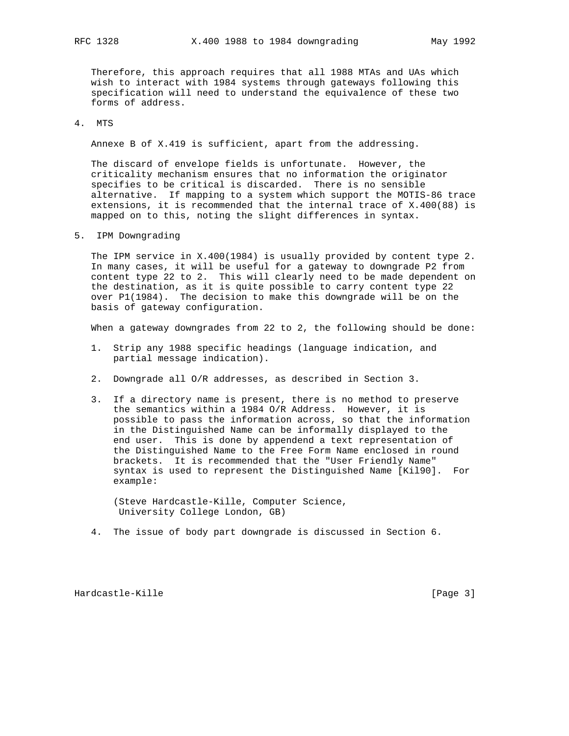Therefore, this approach requires that all 1988 MTAs and UAs which wish to interact with 1984 systems through gateways following this specification will need to understand the equivalence of these two forms of address.

## 4. MTS

Annexe B of X.419 is sufficient, apart from the addressing.

The discard of envelope fields is unfortunate. However, the criticality mechanism ensures that no information the originator specifies to be critical is discarded. There is no sensible alternative. If mapping to a system which support the MOTIS-86 trace extensions, it is recommended that the internal trace of X.400(88) is mapped on to this, noting the slight differences in syntax.

## 5. IPM Downgrading

The IPM service in X.400(1984) is usually provided by content type 2. In many cases, it will be useful for a gateway to downgrade P2 from content type 22 to 2. This will clearly need to be made dependent on the destination, as it is quite possible to carry content type 22 over P1(1984). The decision to make this downgrade will be on the basis of gateway configuration.

When a gateway downgrades from 22 to 2, the following should be done:

1. Strip any 1988 specific headings (language indication, and partial message indication).

2. Downgrade all O/R addresses, as described in Section 3.

3. If a directory name is present, there is no method to preserve the semantics within a 1984 O/R Address. However, it is possible to pass the information across, so that the information in the Distinguished Name can be informally displayed to the end user. This is done by appendend a text representation of the Distinguished Name to the Free Form Name enclosed in round brackets. It is recommended that the "User Friendly Name" syntax is used to represent the Distinguished Name [Kil90]. For example:

   ```
   (Steve Hardcastle-Kille, Computer Science,
    University College London, GB)
   ```

4. The issue of body part downgrade is discussed in Section 6.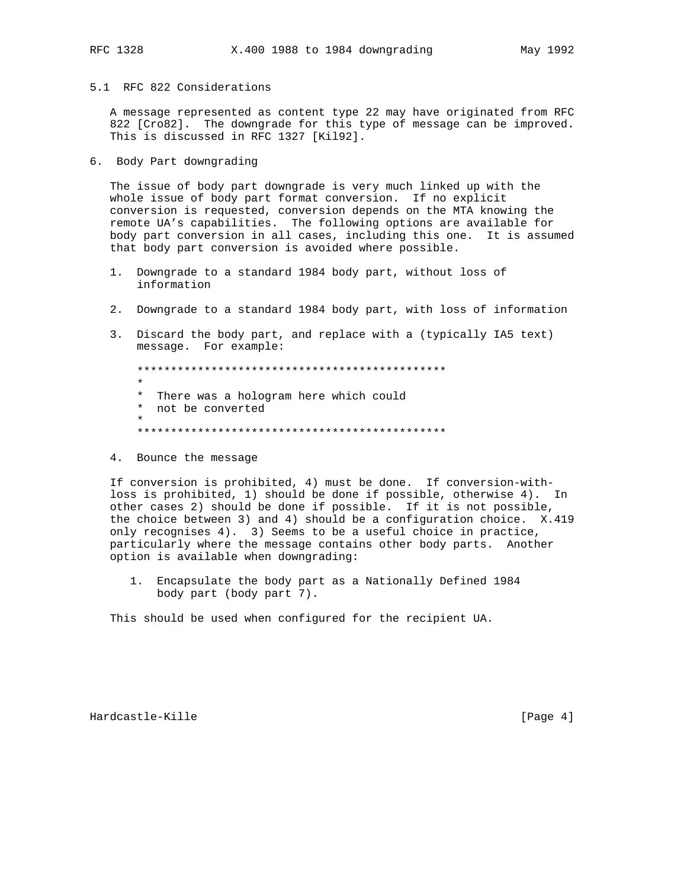## 5.1 RFC 822 Considerations

A message represented as content type 22 may have originated from RFC 822 [Cro82]. The downgrade for this type of message can be improved. This is discussed in RFC 1327 [Kil92].

# 6. Body Part downgrading

The issue of body part downgrade is very much linked up with the whole issue of body part format conversion. If no explicit conversion is requested, conversion depends on the MTA knowing the remote UA's capabilities. The following options are available for body part conversion in all cases, including this one. It is assumed that body part conversion is avoided where possible.

1. Downgrade to a standard 1984 body part, without loss of information

2. Downgrade to a standard 1984 body part, with loss of information

3. Discard the body part, and replace with a (typically IA5 text) message. For example:

```
**********************************************
*
*  There was a hologram here which could
*  not be converted
*
**********************************************
```

4. Bounce the message

If conversion is prohibited, 4) must be done. If conversion-with-loss is prohibited, 1) should be done if possible, otherwise 4). In other cases 2) should be done if possible. If it is not possible, the choice between 3) and 4) should be a configuration choice. X.419 only recognises 4). 3) Seems to be a useful choice in practice, particularly where the message contains other body parts. Another option is available when downgrading:

1. Encapsulate the body part as a Nationally Defined 1984 body part (body part 7).

This should be used when configured for the recipient UA.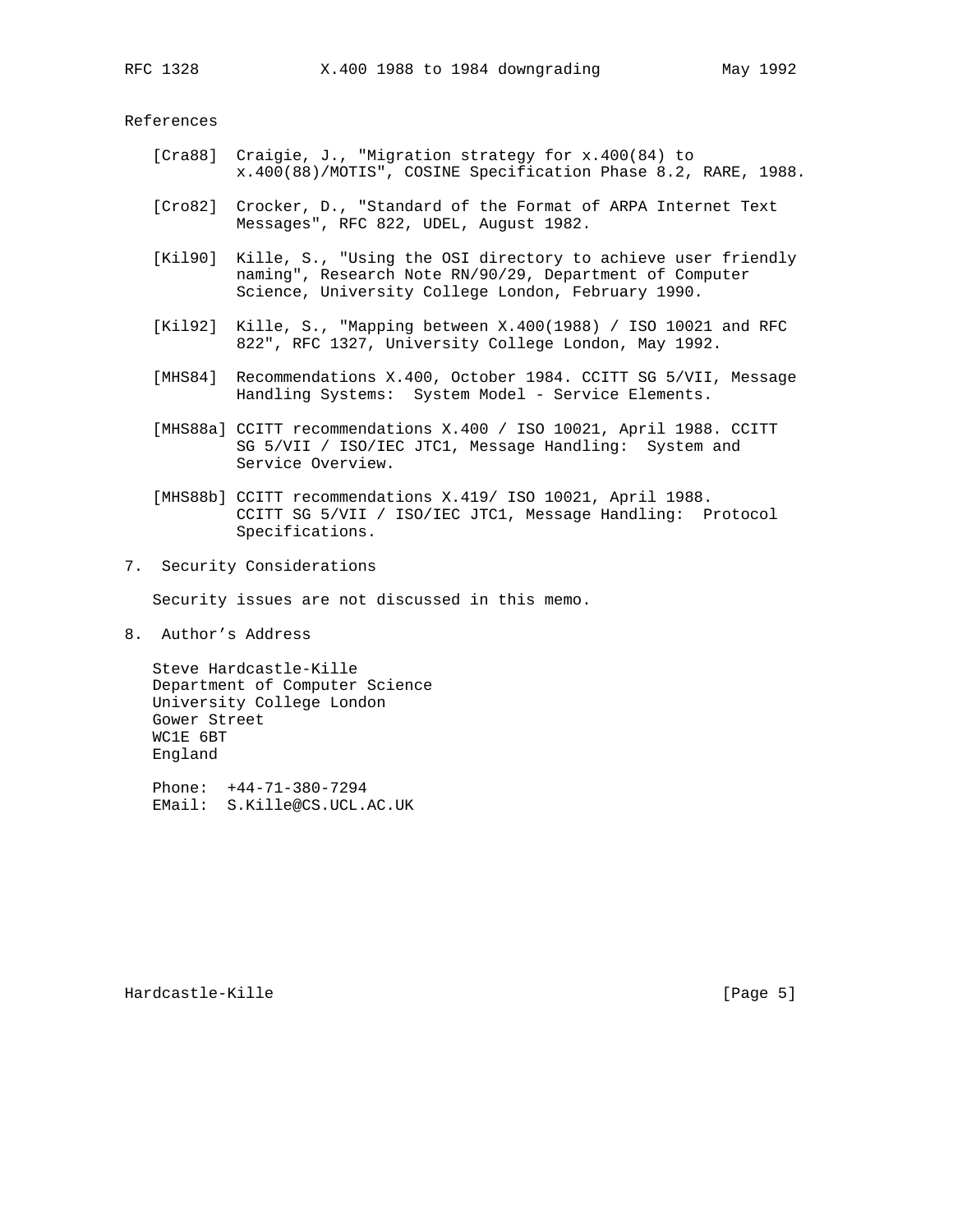## References

[Cra88] Craigie, J., "Migration strategy for x.400(84) to x.400(88)/MOTIS", COSINE Specification Phase 8.2, RARE, 1988.

[Cro82] Crocker, D., "Standard of the Format of ARPA Internet Text Messages", RFC 822, UDEL, August 1982.

[Kil90] Kille, S., "Using the OSI directory to achieve user friendly naming", Research Note RN/90/29, Department of Computer Science, University College London, February 1990.

[Kil92] Kille, S., "Mapping between X.400(1988) / ISO 10021 and RFC 822", RFC 1327, University College London, May 1992.

[MHS84] Recommendations X.400, October 1984. CCITT SG 5/VII, Message Handling Systems: System Model - Service Elements.

[MHS88a] CCITT recommendations X.400 / ISO 10021, April 1988. CCITT SG 5/VII / ISO/IEC JTC1, Message Handling: System and Service Overview.

[MHS88b] CCITT recommendations X.419/ ISO 10021, April 1988. CCITT SG 5/VII / ISO/IEC JTC1, Message Handling: Protocol Specifications.

## 7. Security Considerations

Security issues are not discussed in this memo.

## 8. Author's Address

Steve Hardcastle-Kille
Department of Computer Science
University College London
Gower Street
WC1E 6BT
England

Phone: +44-71-380-7294
EMail: S.Kille@CS.UCL.AC.UK